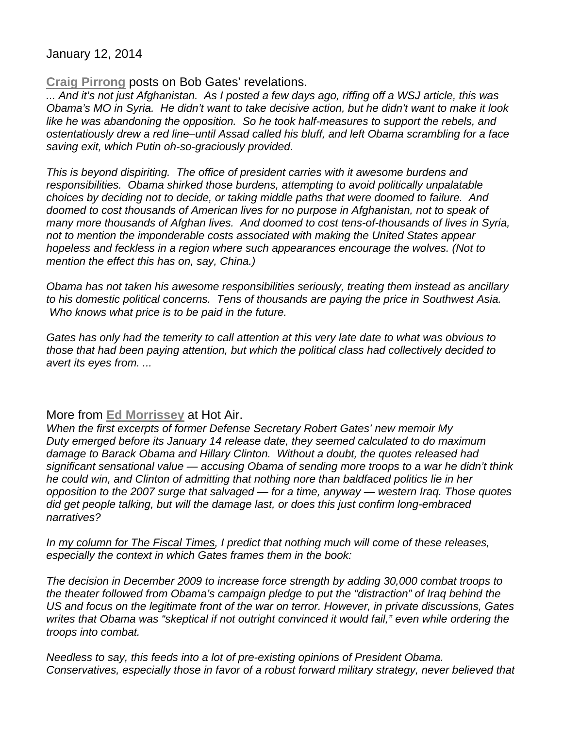January 12, 2014

**Craig Pirrong** posts on Bob Gates' revelations.

*... And it's not just Afghanistan. As I posted a few days ago, riffing off a WSJ article, this was Obama's MO in Syria. He didn't want to take decisive action, but he didn't want to make it look like he was abandoning the opposition. So he took half-measures to support the rebels, and ostentatiously drew a red line–until Assad called his bluff, and left Obama scrambling for a face saving exit, which Putin oh-so-graciously provided.*

*This is beyond dispiriting. The office of president carries with it awesome burdens and responsibilities. Obama shirked those burdens, attempting to avoid politically unpalatable choices by deciding not to decide, or taking middle paths that were doomed to failure. And doomed to cost thousands of American lives for no purpose in Afghanistan, not to speak of many more thousands of Afghan lives. And doomed to cost tens-of-thousands of lives in Syria, not to mention the imponderable costs associated with making the United States appear hopeless and feckless in a region where such appearances encourage the wolves. (Not to mention the effect this has on, say, China.)*

*Obama has not taken his awesome responsibilities seriously, treating them instead as ancillary to his domestic political concerns. Tens of thousands are paying the price in Southwest Asia. Who knows what price is to be paid in the future.*

*Gates has only had the temerity to call attention at this very late date to what was obvious to those that had been paying attention, but which the political class had collectively decided to avert its eyes from. ...*

More from **Ed Morrissey** at Hot Air.

*When the first excerpts of former Defense Secretary Robert Gates' new memoir My Duty emerged before its January 14 release date, they seemed calculated to do maximum damage to Barack Obama and Hillary Clinton. Without a doubt, the quotes released had significant sensational value — accusing Obama of sending more troops to a war he didn't think he could win, and Clinton of admitting that nothing nore than baldfaced politics lie in her opposition to the 2007 surge that salvaged — for a time, anyway — western Iraq. Those quotes did get people talking, but will the damage last, or does this just confirm long-embraced narratives?*

*In my column for The Fiscal Times, I predict that nothing much will come of these releases, especially the context in which Gates frames them in the book:*

*The decision in December 2009 to increase force strength by adding 30,000 combat troops to the theater followed from Obama's campaign pledge to put the "distraction" of Iraq behind the US and focus on the legitimate front of the war on terror. However, in private discussions, Gates writes that Obama was "skeptical if not outright convinced it would fail," even while ordering the troops into combat.*

*Needless to say, this feeds into a lot of pre-existing opinions of President Obama. Conservatives, especially those in favor of a robust forward military strategy, never believed that*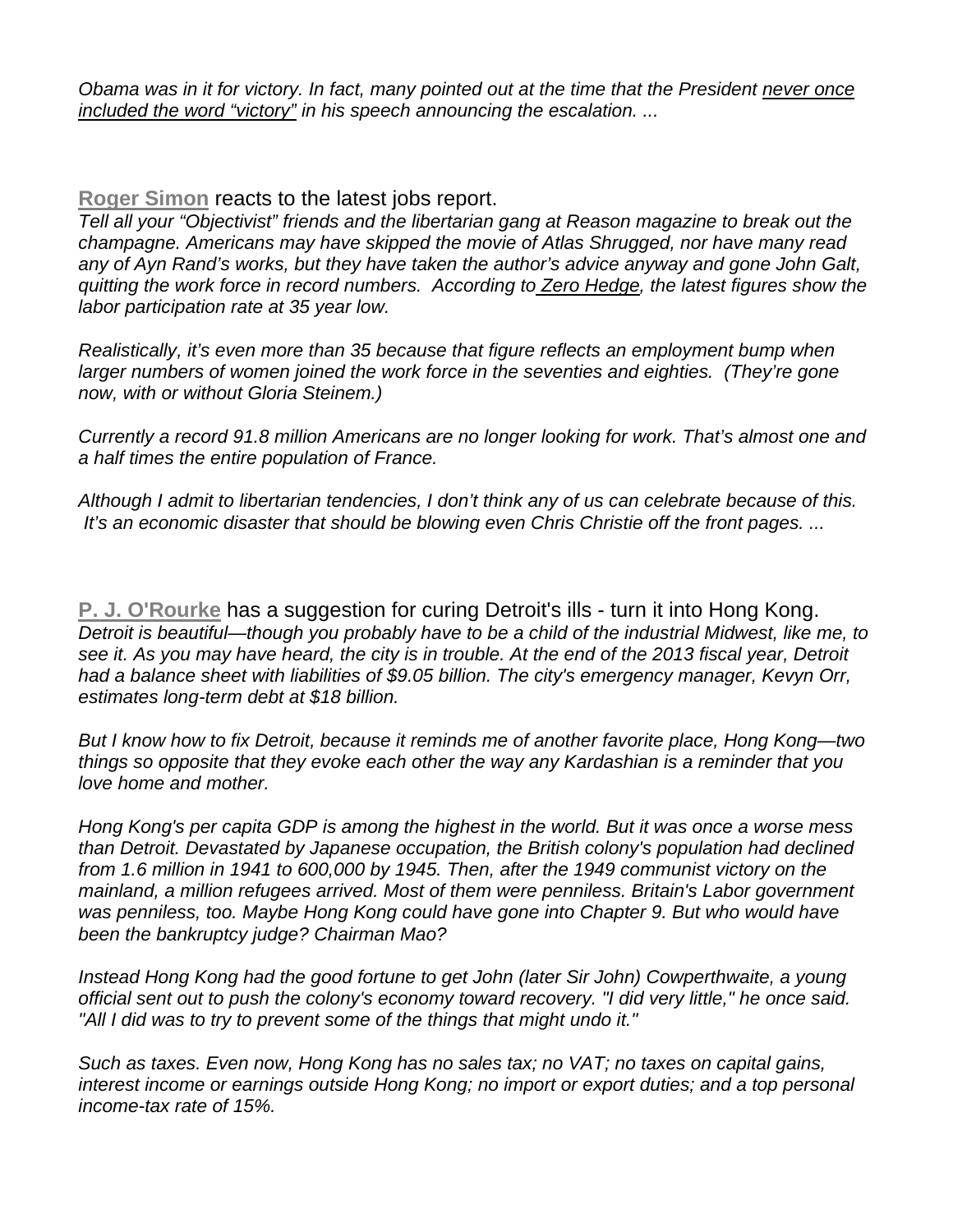*Obama was in it for victory. In fact, many pointed out at the time that the President never once included the word "victory" in his speech announcing the escalation. ...*

**Roger Simon** reacts to the latest jobs report.
*Tell all your "Objectivist" friends and the libertarian gang at Reason magazine to break out the champagne. Americans may have skipped the movie of Atlas Shrugged, nor have many read any of Ayn Rand's works, but they have taken the author's advice anyway and gone John Galt, quitting the work force in record numbers. According to Zero Hedge, the latest figures show the labor participation rate at 35 year low.*

*Realistically, it's even more than 35 because that figure reflects an employment bump when larger numbers of women joined the work force in the seventies and eighties. (They're gone now, with or without Gloria Steinem.)*

*Currently a record 91.8 million Americans are no longer looking for work. That's almost one and a half times the entire population of France.*

*Although I admit to libertarian tendencies, I don't think any of us can celebrate because of this. It's an economic disaster that should be blowing even Chris Christie off the front pages. ...*

**P. J. O'Rourke** has a suggestion for curing Detroit's ills - turn it into Hong Kong.
*Detroit is beautiful—though you probably have to be a child of the industrial Midwest, like me, to see it. As you may have heard, the city is in trouble. At the end of the 2013 fiscal year, Detroit had a balance sheet with liabilities of $9.05 billion. The city's emergency manager, Kevyn Orr, estimates long-term debt at $18 billion.*

*But I know how to fix Detroit, because it reminds me of another favorite place, Hong Kong—two things so opposite that they evoke each other the way any Kardashian is a reminder that you love home and mother.*

*Hong Kong's per capita GDP is among the highest in the world. But it was once a worse mess than Detroit. Devastated by Japanese occupation, the British colony's population had declined from 1.6 million in 1941 to 600,000 by 1945. Then, after the 1949 communist victory on the mainland, a million refugees arrived. Most of them were penniless. Britain's Labor government was penniless, too. Maybe Hong Kong could have gone into Chapter 9. But who would have been the bankruptcy judge? Chairman Mao?*

*Instead Hong Kong had the good fortune to get John (later Sir John) Cowperthwaite, a young official sent out to push the colony's economy toward recovery. "I did very little," he once said. "All I did was to try to prevent some of the things that might undo it."*

*Such as taxes. Even now, Hong Kong has no sales tax; no VAT; no taxes on capital gains, interest income or earnings outside Hong Kong; no import or export duties; and a top personal income-tax rate of 15%.*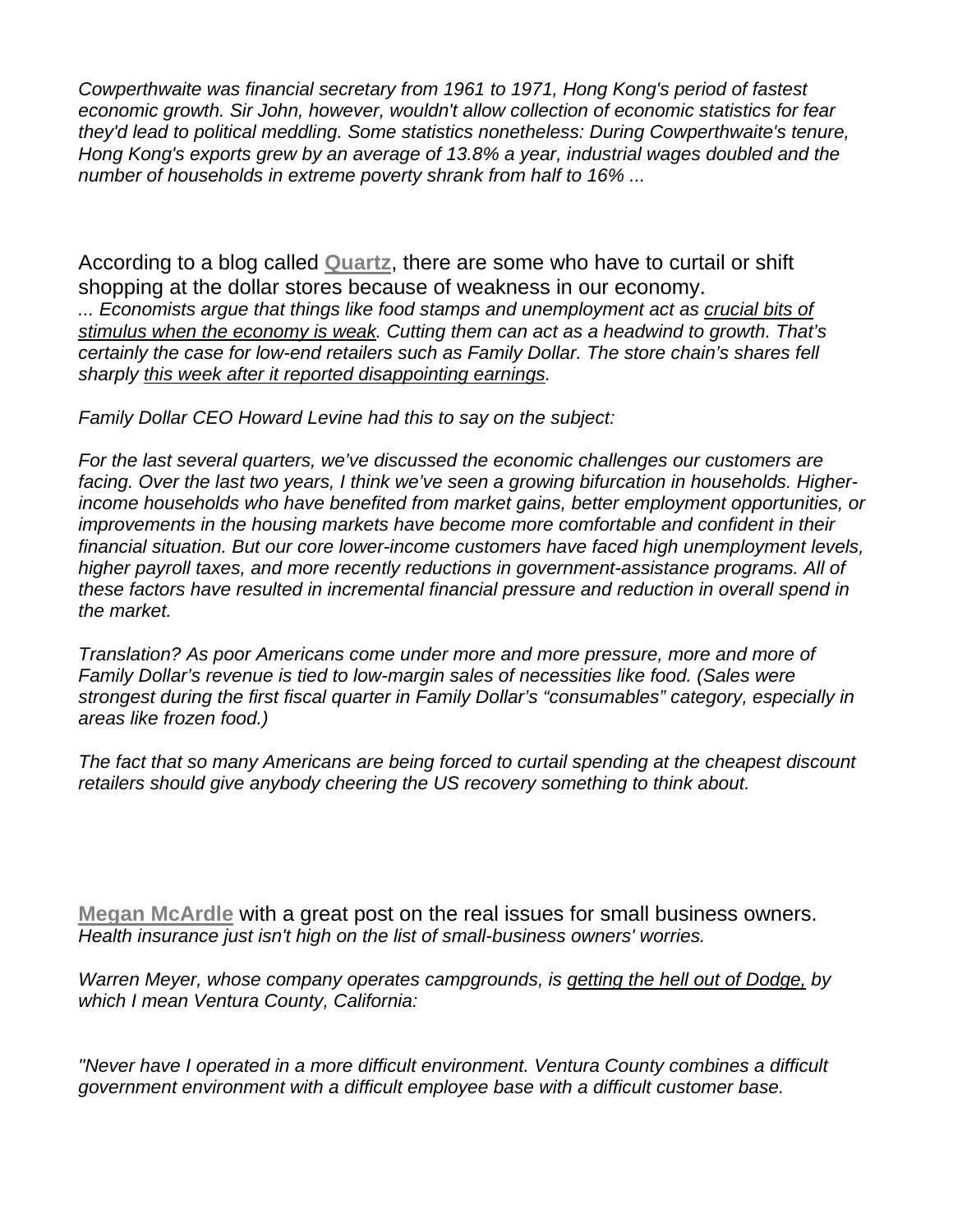*Cowperthwaite was financial secretary from 1961 to 1971, Hong Kong's period of fastest economic growth. Sir John, however, wouldn't allow collection of economic statistics for fear they'd lead to political meddling. Some statistics nonetheless: During Cowperthwaite's tenure, Hong Kong's exports grew by an average of 13.8% a year, industrial wages doubled and the number of households in extreme poverty shrank from half to 16% ...*

According to a blog called **Quartz**, there are some who have to curtail or shift shopping at the dollar stores because of weakness in our economy.

*... Economists argue that things like food stamps and unemployment act as crucial bits of stimulus when the economy is weak. Cutting them can act as a headwind to growth. That's certainly the case for low-end retailers such as Family Dollar. The store chain's shares fell sharply this week after it reported disappointing earnings.*

*Family Dollar CEO Howard Levine had this to say on the subject:*

*For the last several quarters, we've discussed the economic challenges our customers are facing. Over the last two years, I think we've seen a growing bifurcation in households. Higher-income households who have benefited from market gains, better employment opportunities, or improvements in the housing markets have become more comfortable and confident in their financial situation. But our core lower-income customers have faced high unemployment levels, higher payroll taxes, and more recently reductions in government-assistance programs. All of these factors have resulted in incremental financial pressure and reduction in overall spend in the market.*

*Translation? As poor Americans come under more and more pressure, more and more of Family Dollar's revenue is tied to low-margin sales of necessities like food. (Sales were strongest during the first fiscal quarter in Family Dollar's "consumables" category, especially in areas like frozen food.)*

*The fact that so many Americans are being forced to curtail spending at the cheapest discount retailers should give anybody cheering the US recovery something to think about.*

**Megan McArdle** with a great post on the real issues for small business owners.
*Health insurance just isn't high on the list of small-business owners' worries.*

*Warren Meyer, whose company operates campgrounds, is getting the hell out of Dodge, by which I mean Ventura County, California:*

*"Never have I operated in a more difficult environment. Ventura County combines a difficult government environment with a difficult employee base with a difficult customer base.*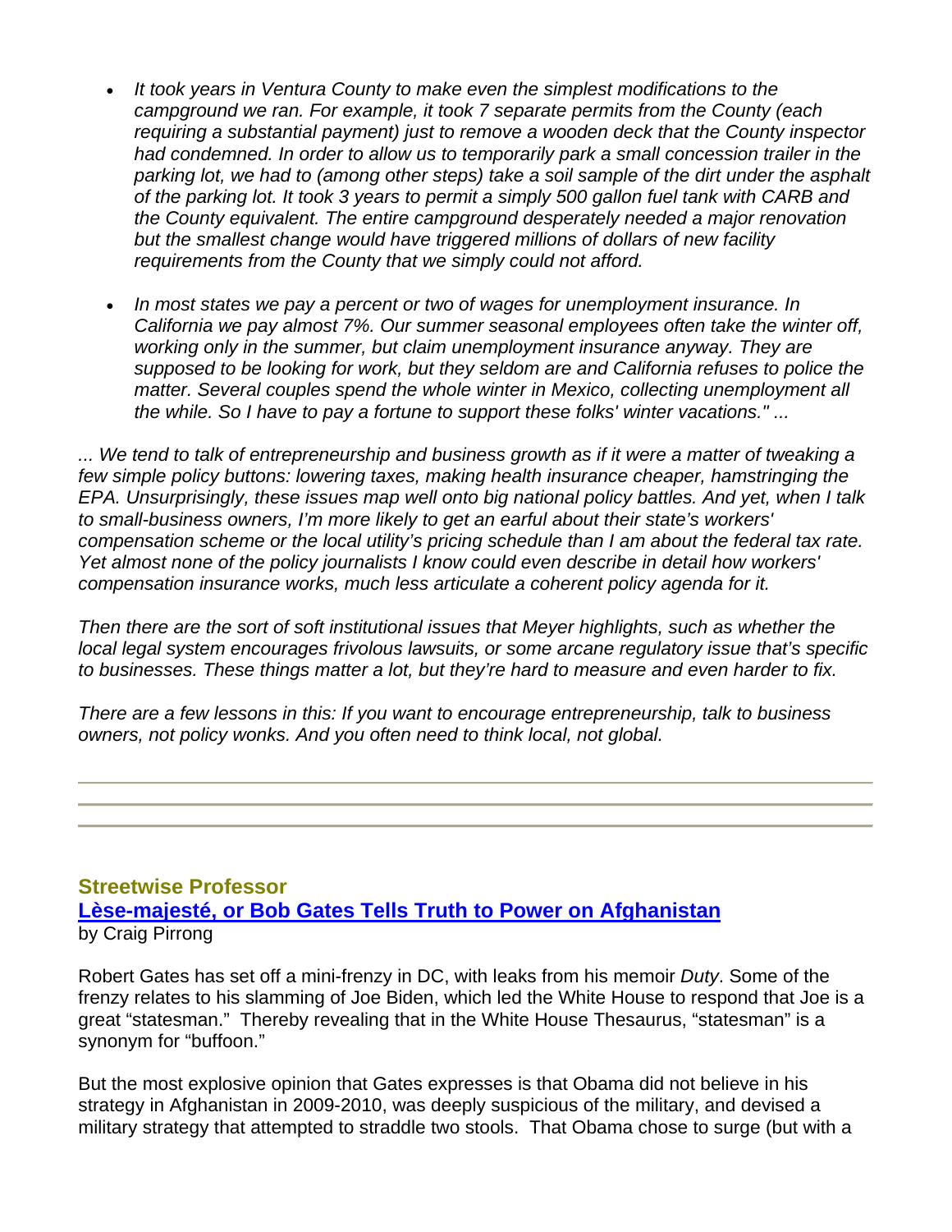- *It took years in Ventura County to make even the simplest modifications to the campground we ran. For example, it took 7 separate permits from the County (each requiring a substantial payment) just to remove a wooden deck that the County inspector had condemned. In order to allow us to temporarily park a small concession trailer in the parking lot, we had to (among other steps) take a soil sample of the dirt under the asphalt of the parking lot. It took 3 years to permit a simply 500 gallon fuel tank with CARB and the County equivalent. The entire campground desperately needed a major renovation but the smallest change would have triggered millions of dollars of new facility requirements from the County that we simply could not afford.*

- *In most states we pay a percent or two of wages for unemployment insurance. In California we pay almost 7%. Our summer seasonal employees often take the winter off, working only in the summer, but claim unemployment insurance anyway. They are supposed to be looking for work, but they seldom are and California refuses to police the matter. Several couples spend the whole winter in Mexico, collecting unemployment all the while. So I have to pay a fortune to support these folks' winter vacations." ...*

*... We tend to talk of entrepreneurship and business growth as if it were a matter of tweaking a few simple policy buttons: lowering taxes, making health insurance cheaper, hamstringing the EPA. Unsurprisingly, these issues map well onto big national policy battles. And yet, when I talk to small-business owners, I'm more likely to get an earful about their state's workers' compensation scheme or the local utility's pricing schedule than I am about the federal tax rate. Yet almost none of the policy journalists I know could even describe in detail how workers' compensation insurance works, much less articulate a coherent policy agenda for it.*

*Then there are the sort of soft institutional issues that Meyer highlights, such as whether the local legal system encourages frivolous lawsuits, or some arcane regulatory issue that's specific to businesses. These things matter a lot, but they're hard to measure and even harder to fix.*

*There are a few lessons in this: If you want to encourage entrepreneurship, talk to business owners, not policy wonks. And you often need to think local, not global.*

---

---

---

## Streetwise Professor

### Lèse-majesté, or Bob Gates Tells Truth to Power on Afghanistan

by Craig Pirrong

Robert Gates has set off a mini-frenzy in DC, with leaks from his memoir *Duty*. Some of the frenzy relates to his slamming of Joe Biden, which led the White House to respond that Joe is a great "statesman." Thereby revealing that in the White House Thesaurus, "statesman" is a synonym for "buffoon."

But the most explosive opinion that Gates expresses is that Obama did not believe in his strategy in Afghanistan in 2009-2010, was deeply suspicious of the military, and devised a military strategy that attempted to straddle two stools. That Obama chose to surge (but with a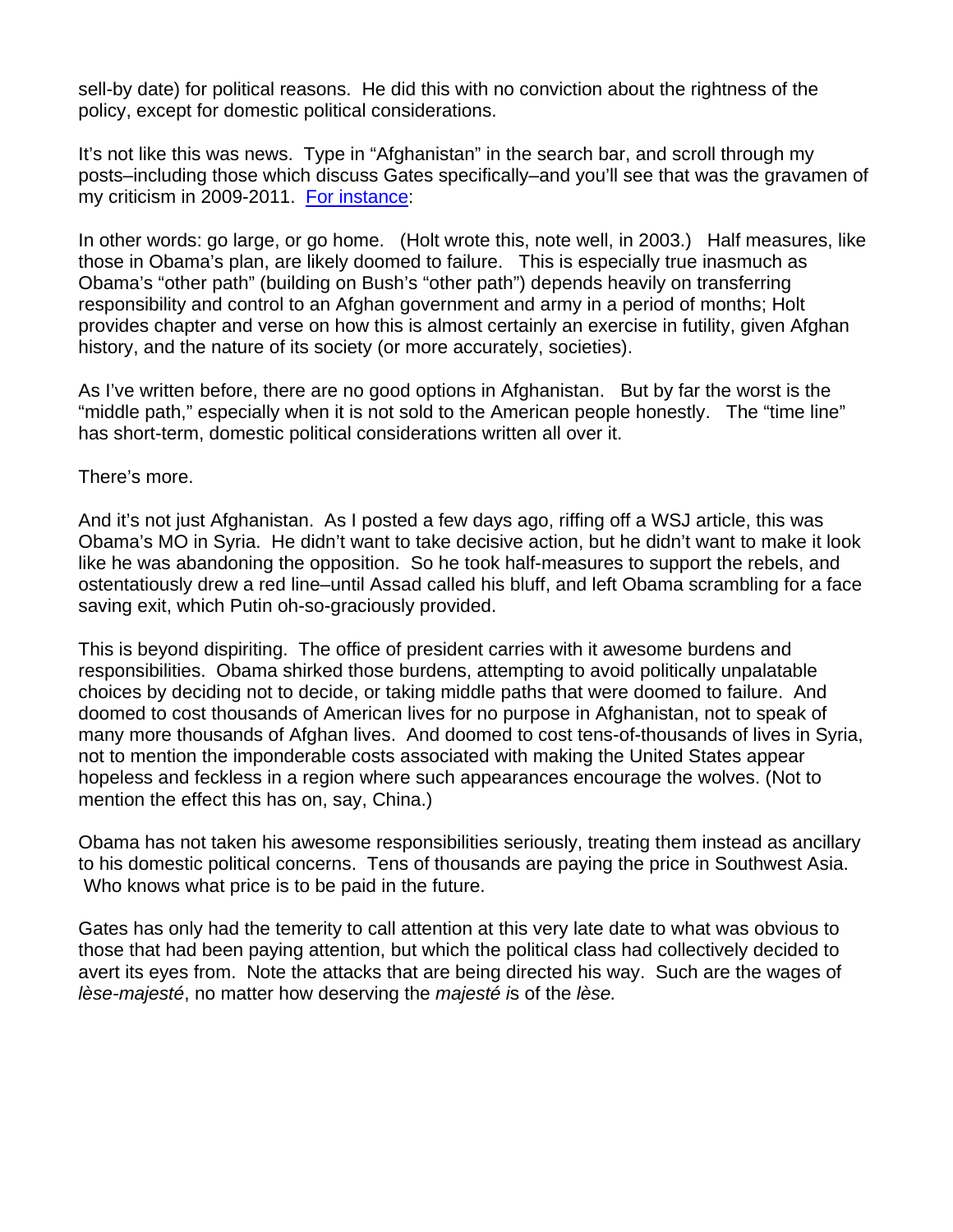sell-by date) for political reasons. He did this with no conviction about the rightness of the policy, except for domestic political considerations.

It's not like this was news. Type in "Afghanistan" in the search bar, and scroll through my posts–including those which discuss Gates specifically–and you'll see that was the gravamen of my criticism in 2009-2011. [For instance](#):

In other words: go large, or go home. (Holt wrote this, note well, in 2003.) Half measures, like those in Obama's plan, are likely doomed to failure. This is especially true inasmuch as Obama's "other path" (building on Bush's "other path") depends heavily on transferring responsibility and control to an Afghan government and army in a period of months; Holt provides chapter and verse on how this is almost certainly an exercise in futility, given Afghan history, and the nature of its society (or more accurately, societies).

As I've written before, there are no good options in Afghanistan. But by far the worst is the "middle path," especially when it is not sold to the American people honestly. The "time line" has short-term, domestic political considerations written all over it.

There's more.

And it's not just Afghanistan. As I posted a few days ago, riffing off a WSJ article, this was Obama's MO in Syria. He didn't want to take decisive action, but he didn't want to make it look like he was abandoning the opposition. So he took half-measures to support the rebels, and ostentatiously drew a red line–until Assad called his bluff, and left Obama scrambling for a face saving exit, which Putin oh-so-graciously provided.

This is beyond dispiriting. The office of president carries with it awesome burdens and responsibilities. Obama shirked those burdens, attempting to avoid politically unpalatable choices by deciding not to decide, or taking middle paths that were doomed to failure. And doomed to cost thousands of American lives for no purpose in Afghanistan, not to speak of many more thousands of Afghan lives. And doomed to cost tens-of-thousands of lives in Syria, not to mention the imponderable costs associated with making the United States appear hopeless and feckless in a region where such appearances encourage the wolves. (Not to mention the effect this has on, say, China.)

Obama has not taken his awesome responsibilities seriously, treating them instead as ancillary to his domestic political concerns. Tens of thousands are paying the price in Southwest Asia. Who knows what price is to be paid in the future.

Gates has only had the temerity to call attention at this very late date to what was obvious to those that had been paying attention, but which the political class had collectively decided to avert its eyes from. Note the attacks that are being directed his way. Such are the wages of *lèse-majesté*, no matter how deserving the *majesté i*s of the *lèse.*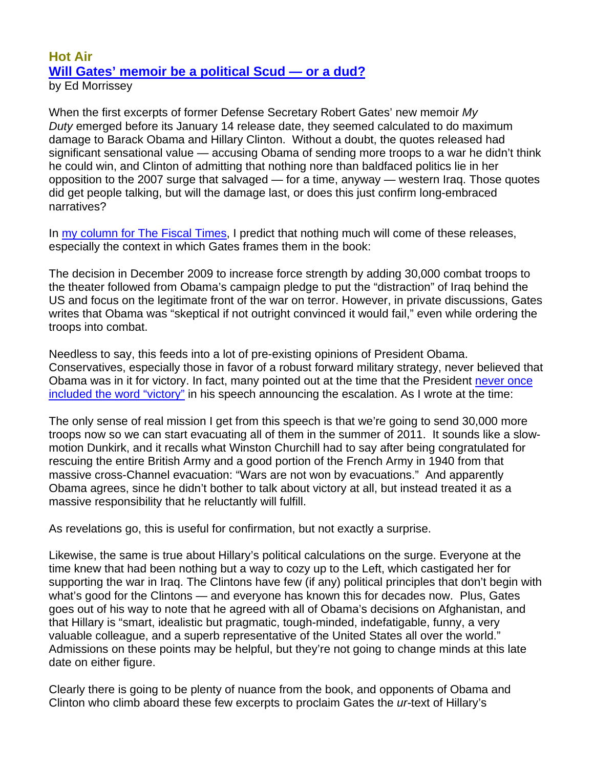**Hot Air**

## [Will Gates' memoir be a political Scud — or a dud?]

by Ed Morrissey

When the first excerpts of former Defense Secretary Robert Gates' new memoir *My Duty* emerged before its January 14 release date, they seemed calculated to do maximum damage to Barack Obama and Hillary Clinton. Without a doubt, the quotes released had significant sensational value — accusing Obama of sending more troops to a war he didn't think he could win, and Clinton of admitting that nothing nore than baldfaced politics lie in her opposition to the 2007 surge that salvaged — for a time, anyway — western Iraq. Those quotes did get people talking, but will the damage last, or does this just confirm long-embraced narratives?

In my column for The Fiscal Times, I predict that nothing much will come of these releases, especially the context in which Gates frames them in the book:

The decision in December 2009 to increase force strength by adding 30,000 combat troops to the theater followed from Obama's campaign pledge to put the "distraction" of Iraq behind the US and focus on the legitimate front of the war on terror. However, in private discussions, Gates writes that Obama was "skeptical if not outright convinced it would fail," even while ordering the troops into combat.

Needless to say, this feeds into a lot of pre-existing opinions of President Obama. Conservatives, especially those in favor of a robust forward military strategy, never believed that Obama was in it for victory. In fact, many pointed out at the time that the President never once included the word "victory" in his speech announcing the escalation. As I wrote at the time:

The only sense of real mission I get from this speech is that we're going to send 30,000 more troops now so we can start evacuating all of them in the summer of 2011. It sounds like a slow-motion Dunkirk, and it recalls what Winston Churchill had to say after being congratulated for rescuing the entire British Army and a good portion of the French Army in 1940 from that massive cross-Channel evacuation: "Wars are not won by evacuations." And apparently Obama agrees, since he didn't bother to talk about victory at all, but instead treated it as a massive responsibility that he reluctantly will fulfill.

As revelations go, this is useful for confirmation, but not exactly a surprise.

Likewise, the same is true about Hillary's political calculations on the surge. Everyone at the time knew that had been nothing but a way to cozy up to the Left, which castigated her for supporting the war in Iraq. The Clintons have few (if any) political principles that don't begin with what's good for the Clintons — and everyone has known this for decades now. Plus, Gates goes out of his way to note that he agreed with all of Obama's decisions on Afghanistan, and that Hillary is "smart, idealistic but pragmatic, tough-minded, indefatigable, funny, a very valuable colleague, and a superb representative of the United States all over the world." Admissions on these points may be helpful, but they're not going to change minds at this late date on either figure.

Clearly there is going to be plenty of nuance from the book, and opponents of Obama and Clinton who climb aboard these few excerpts to proclaim Gates the *ur*-text of Hillary's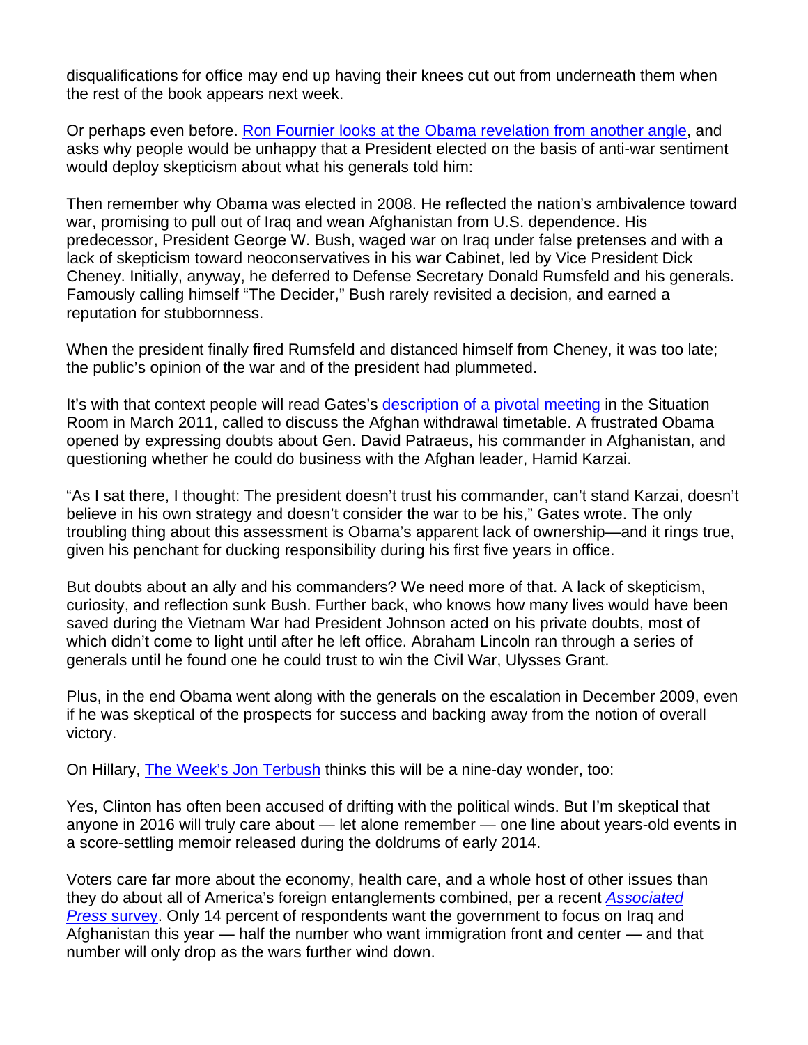disqualifications for office may end up having their knees cut out from underneath them when the rest of the book appears next week.

Or perhaps even before. Ron Fournier looks at the Obama revelation from another angle, and asks why people would be unhappy that a President elected on the basis of anti-war sentiment would deploy skepticism about what his generals told him:

Then remember why Obama was elected in 2008. He reflected the nation's ambivalence toward war, promising to pull out of Iraq and wean Afghanistan from U.S. dependence. His predecessor, President George W. Bush, waged war on Iraq under false pretenses and with a lack of skepticism toward neoconservatives in his war Cabinet, led by Vice President Dick Cheney. Initially, anyway, he deferred to Defense Secretary Donald Rumsfeld and his generals. Famously calling himself "The Decider," Bush rarely revisited a decision, and earned a reputation for stubbornness.

When the president finally fired Rumsfeld and distanced himself from Cheney, it was too late; the public's opinion of the war and of the president had plummeted.

It's with that context people will read Gates's description of a pivotal meeting in the Situation Room in March 2011, called to discuss the Afghan withdrawal timetable. A frustrated Obama opened by expressing doubts about Gen. David Patraeus, his commander in Afghanistan, and questioning whether he could do business with the Afghan leader, Hamid Karzai.

"As I sat there, I thought: The president doesn't trust his commander, can't stand Karzai, doesn't believe in his own strategy and doesn't consider the war to be his," Gates wrote. The only troubling thing about this assessment is Obama's apparent lack of ownership—and it rings true, given his penchant for ducking responsibility during his first five years in office.

But doubts about an ally and his commanders? We need more of that. A lack of skepticism, curiosity, and reflection sunk Bush. Further back, who knows how many lives would have been saved during the Vietnam War had President Johnson acted on his private doubts, most of which didn't come to light until after he left office. Abraham Lincoln ran through a series of generals until he found one he could trust to win the Civil War, Ulysses Grant.

Plus, in the end Obama went along with the generals on the escalation in December 2009, even if he was skeptical of the prospects for success and backing away from the notion of overall victory.

On Hillary, The Week's Jon Terbush thinks this will be a nine-day wonder, too:

Yes, Clinton has often been accused of drifting with the political winds. But I'm skeptical that anyone in 2016 will truly care about — let alone remember — one line about years-old events in a score-settling memoir released during the doldrums of early 2014.

Voters care far more about the economy, health care, and a whole host of other issues than they do about all of America's foreign entanglements combined, per a recent *Associated Press* survey. Only 14 percent of respondents want the government to focus on Iraq and Afghanistan this year — half the number who want immigration front and center — and that number will only drop as the wars further wind down.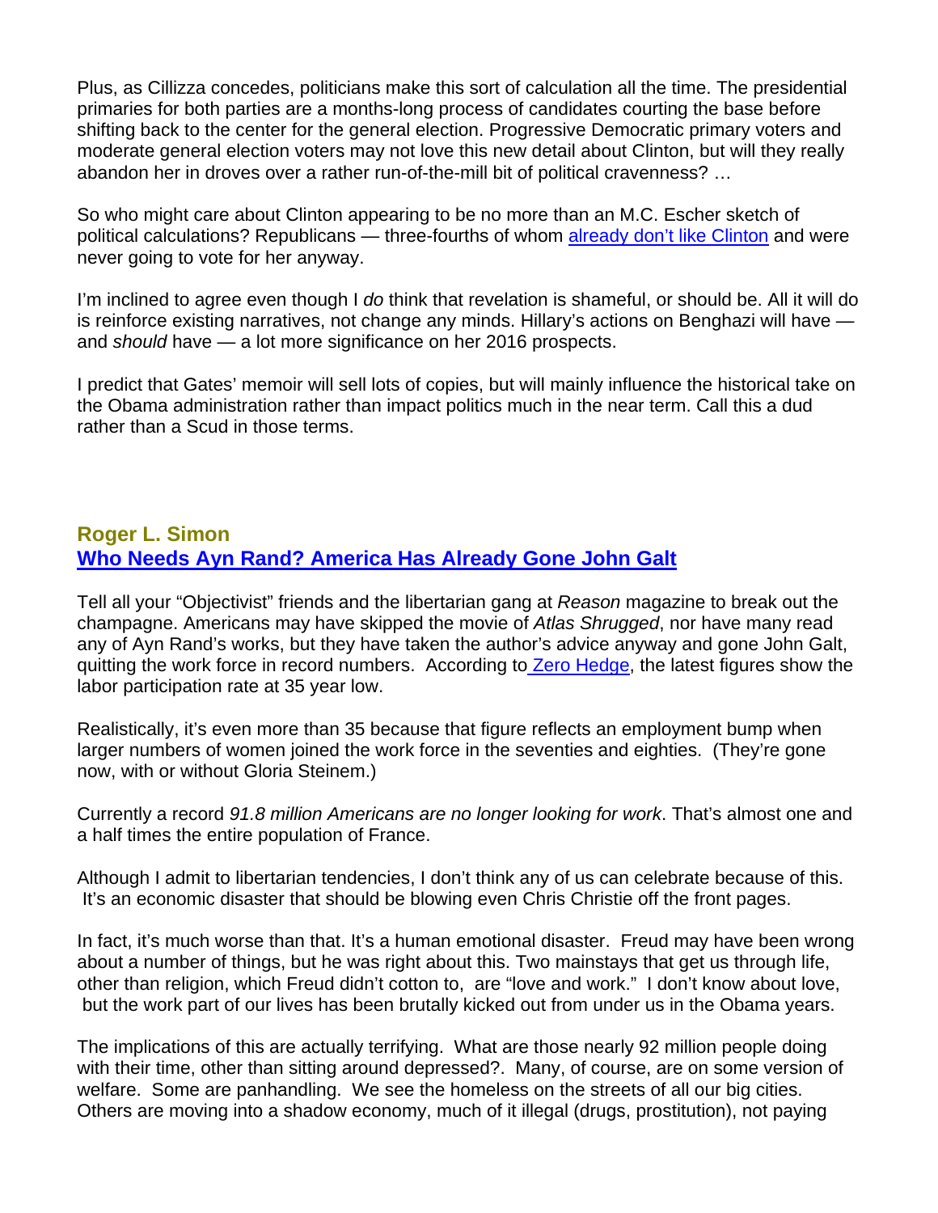Plus, as Cillizza concedes, politicians make this sort of calculation all the time. The presidential primaries for both parties are a months-long process of candidates courting the base before shifting back to the center for the general election. Progressive Democratic primary voters and moderate general election voters may not love this new detail about Clinton, but will they really abandon her in droves over a rather run-of-the-mill bit of political cravenness? …

So who might care about Clinton appearing to be no more than an M.C. Escher sketch of political calculations? Republicans — three-fourths of whom [already don't like Clinton]() and were never going to vote for her anyway.

I'm inclined to agree even though I *do* think that revelation is shameful, or should be. All it will do is reinforce existing narratives, not change any minds. Hillary's actions on Benghazi will have — and *should* have — a lot more significance on her 2016 prospects.

I predict that Gates' memoir will sell lots of copies, but will mainly influence the historical take on the Obama administration rather than impact politics much in the near term. Call this a dud rather than a Scud in those terms.

## Roger L. Simon

## [Who Needs Ayn Rand? America Has Already Gone John Galt]()

Tell all your "Objectivist" friends and the libertarian gang at *Reason* magazine to break out the champagne. Americans may have skipped the movie of *Atlas Shrugged*, nor have many read any of Ayn Rand's works, but they have taken the author's advice anyway and gone John Galt, quitting the work force in record numbers. According to [Zero Hedge](), the latest figures show the labor participation rate at 35 year low.

Realistically, it's even more than 35 because that figure reflects an employment bump when larger numbers of women joined the work force in the seventies and eighties. (They're gone now, with or without Gloria Steinem.)

Currently a record *91.8 million Americans are no longer looking for work*. That's almost one and a half times the entire population of France.

Although I admit to libertarian tendencies, I don't think any of us can celebrate because of this. It's an economic disaster that should be blowing even Chris Christie off the front pages.

In fact, it's much worse than that. It's a human emotional disaster. Freud may have been wrong about a number of things, but he was right about this. Two mainstays that get us through life, other than religion, which Freud didn't cotton to, are "love and work." I don't know about love, but the work part of our lives has been brutally kicked out from under us in the Obama years.

The implications of this are actually terrifying. What are those nearly 92 million people doing with their time, other than sitting around depressed?. Many, of course, are on some version of welfare. Some are panhandling. We see the homeless on the streets of all our big cities. Others are moving into a shadow economy, much of it illegal (drugs, prostitution), not paying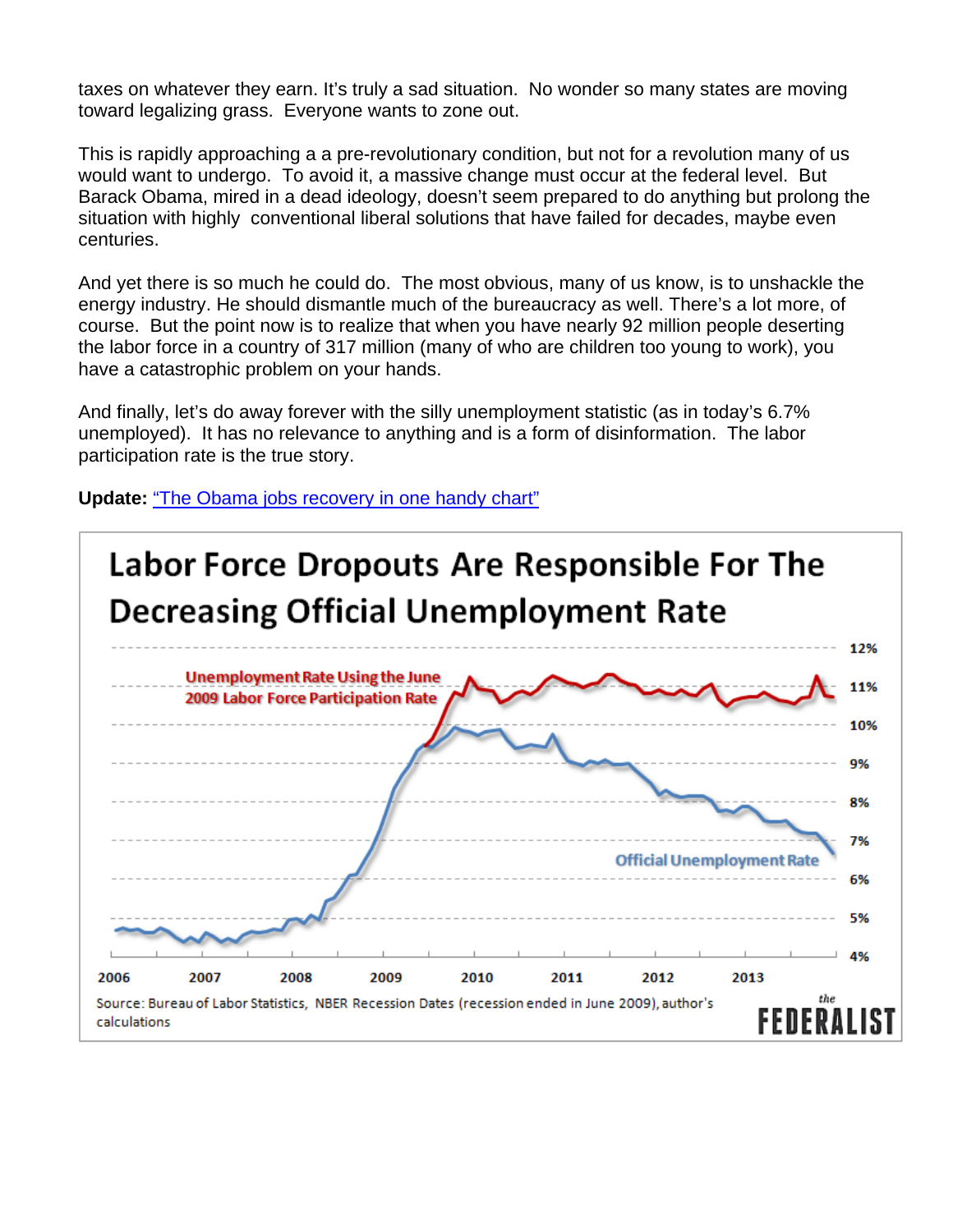taxes on whatever they earn. It's truly a sad situation. No wonder so many states are moving toward legalizing grass. Everyone wants to zone out.

This is rapidly approaching a a pre-revolutionary condition, but not for a revolution many of us would want to undergo. To avoid it, a massive change must occur at the federal level. But Barack Obama, mired in a dead ideology, doesn't seem prepared to do anything but prolong the situation with highly conventional liberal solutions that have failed for decades, maybe even centuries.

And yet there is so much he could do. The most obvious, many of us know, is to unshackle the energy industry. He should dismantle much of the bureaucracy as well. There's a lot more, of course. But the point now is to realize that when you have nearly 92 million people deserting the labor force in a country of 317 million (many of who are children too young to work), you have a catastrophic problem on your hands.

And finally, let's do away forever with the silly unemployment statistic (as in today's 6.7% unemployed). It has no relevance to anything and is a form of disinformation. The labor participation rate is the true story.

**Update:** "The Obama jobs recovery in one handy chart"

**Labor Force Dropouts Are Responsible For The Decreasing Official Unemployment Rate**

Unemployment Rate Using the June 2009 Labor Force Participation Rate

Official Unemployment Rate

12% 11% 10% 9% 8% 7% 6% 5% 4%

2006 2007 2008 2009 2010 2011 2012 2013

Source: Bureau of Labor Statistics, NBER Recession Dates (recession ended in June 2009), author's calculations

the FEDERALIST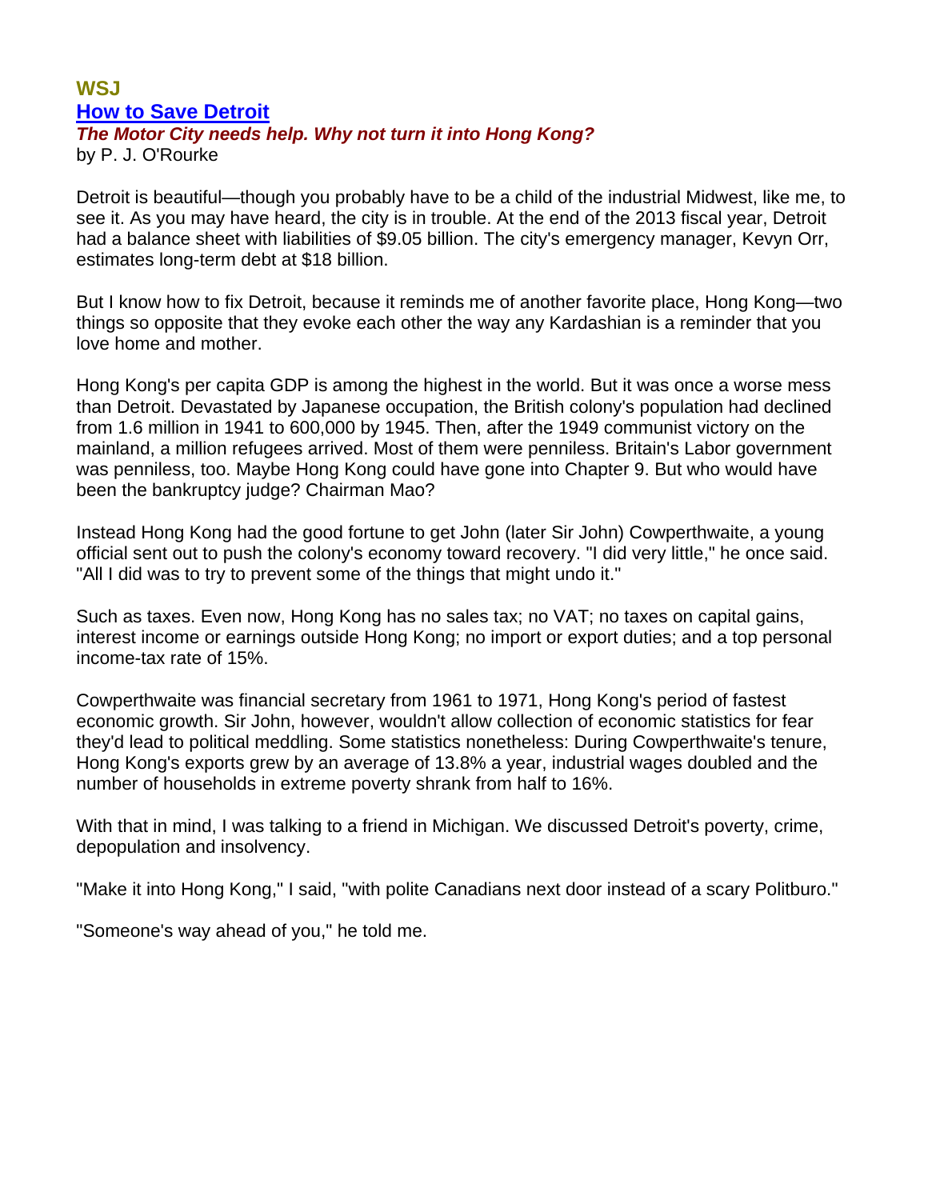**WSJ**

## [How to Save Detroit](#)

***The Motor City needs help. Why not turn it into Hong Kong?***

by P. J. O'Rourke

Detroit is beautiful—though you probably have to be a child of the industrial Midwest, like me, to see it. As you may have heard, the city is in trouble. At the end of the 2013 fiscal year, Detroit had a balance sheet with liabilities of $9.05 billion. The city's emergency manager, Kevyn Orr, estimates long-term debt at $18 billion.

But I know how to fix Detroit, because it reminds me of another favorite place, Hong Kong—two things so opposite that they evoke each other the way any Kardashian is a reminder that you love home and mother.

Hong Kong's per capita GDP is among the highest in the world. But it was once a worse mess than Detroit. Devastated by Japanese occupation, the British colony's population had declined from 1.6 million in 1941 to 600,000 by 1945. Then, after the 1949 communist victory on the mainland, a million refugees arrived. Most of them were penniless. Britain's Labor government was penniless, too. Maybe Hong Kong could have gone into Chapter 9. But who would have been the bankruptcy judge? Chairman Mao?

Instead Hong Kong had the good fortune to get John (later Sir John) Cowperthwaite, a young official sent out to push the colony's economy toward recovery. "I did very little," he once said. "All I did was to try to prevent some of the things that might undo it."

Such as taxes. Even now, Hong Kong has no sales tax; no VAT; no taxes on capital gains, interest income or earnings outside Hong Kong; no import or export duties; and a top personal income-tax rate of 15%.

Cowperthwaite was financial secretary from 1961 to 1971, Hong Kong's period of fastest economic growth. Sir John, however, wouldn't allow collection of economic statistics for fear they'd lead to political meddling. Some statistics nonetheless: During Cowperthwaite's tenure, Hong Kong's exports grew by an average of 13.8% a year, industrial wages doubled and the number of households in extreme poverty shrank from half to 16%.

With that in mind, I was talking to a friend in Michigan. We discussed Detroit's poverty, crime, depopulation and insolvency.

"Make it into Hong Kong," I said, "with polite Canadians next door instead of a scary Politburo."

"Someone's way ahead of you," he told me.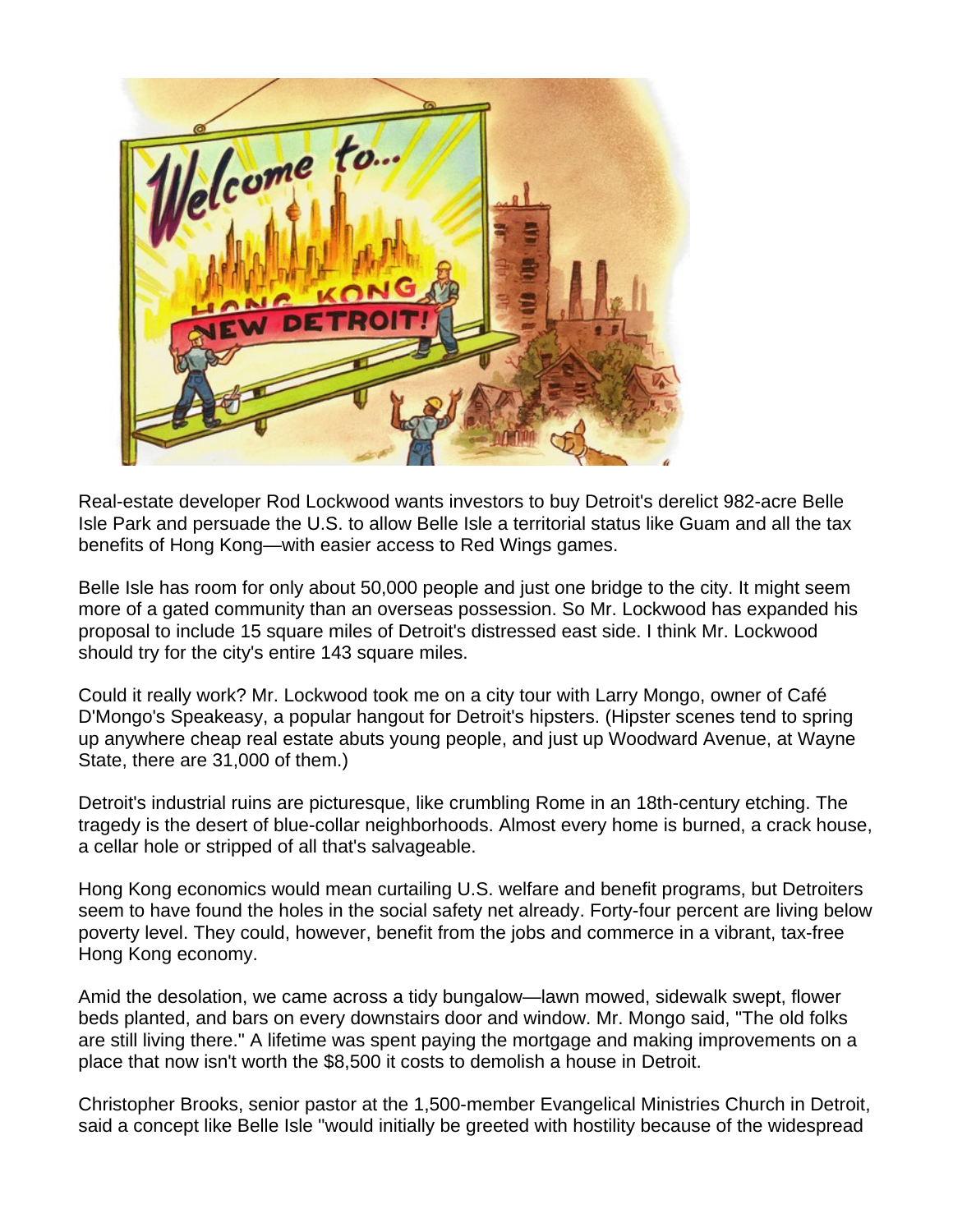Real-estate developer Rod Lockwood wants investors to buy Detroit's derelict 982-acre Belle Isle Park and persuade the U.S. to allow Belle Isle a territorial status like Guam and all the tax benefits of Hong Kong—with easier access to Red Wings games.

Belle Isle has room for only about 50,000 people and just one bridge to the city. It might seem more of a gated community than an overseas possession. So Mr. Lockwood has expanded his proposal to include 15 square miles of Detroit's distressed east side. I think Mr. Lockwood should try for the city's entire 143 square miles.

Could it really work? Mr. Lockwood took me on a city tour with Larry Mongo, owner of Café D'Mongo's Speakeasy, a popular hangout for Detroit's hipsters. (Hipster scenes tend to spring up anywhere cheap real estate abuts young people, and just up Woodward Avenue, at Wayne State, there are 31,000 of them.)

Detroit's industrial ruins are picturesque, like crumbling Rome in an 18th-century etching. The tragedy is the desert of blue-collar neighborhoods. Almost every home is burned, a crack house, a cellar hole or stripped of all that's salvageable.

Hong Kong economics would mean curtailing U.S. welfare and benefit programs, but Detroiters seem to have found the holes in the social safety net already. Forty-four percent are living below poverty level. They could, however, benefit from the jobs and commerce in a vibrant, tax-free Hong Kong economy.

Amid the desolation, we came across a tidy bungalow—lawn mowed, sidewalk swept, flower beds planted, and bars on every downstairs door and window. Mr. Mongo said, "The old folks are still living there." A lifetime was spent paying the mortgage and making improvements on a place that now isn't worth the $8,500 it costs to demolish a house in Detroit.

Christopher Brooks, senior pastor at the 1,500-member Evangelical Ministries Church in Detroit, said a concept like Belle Isle "would initially be greeted with hostility because of the widespread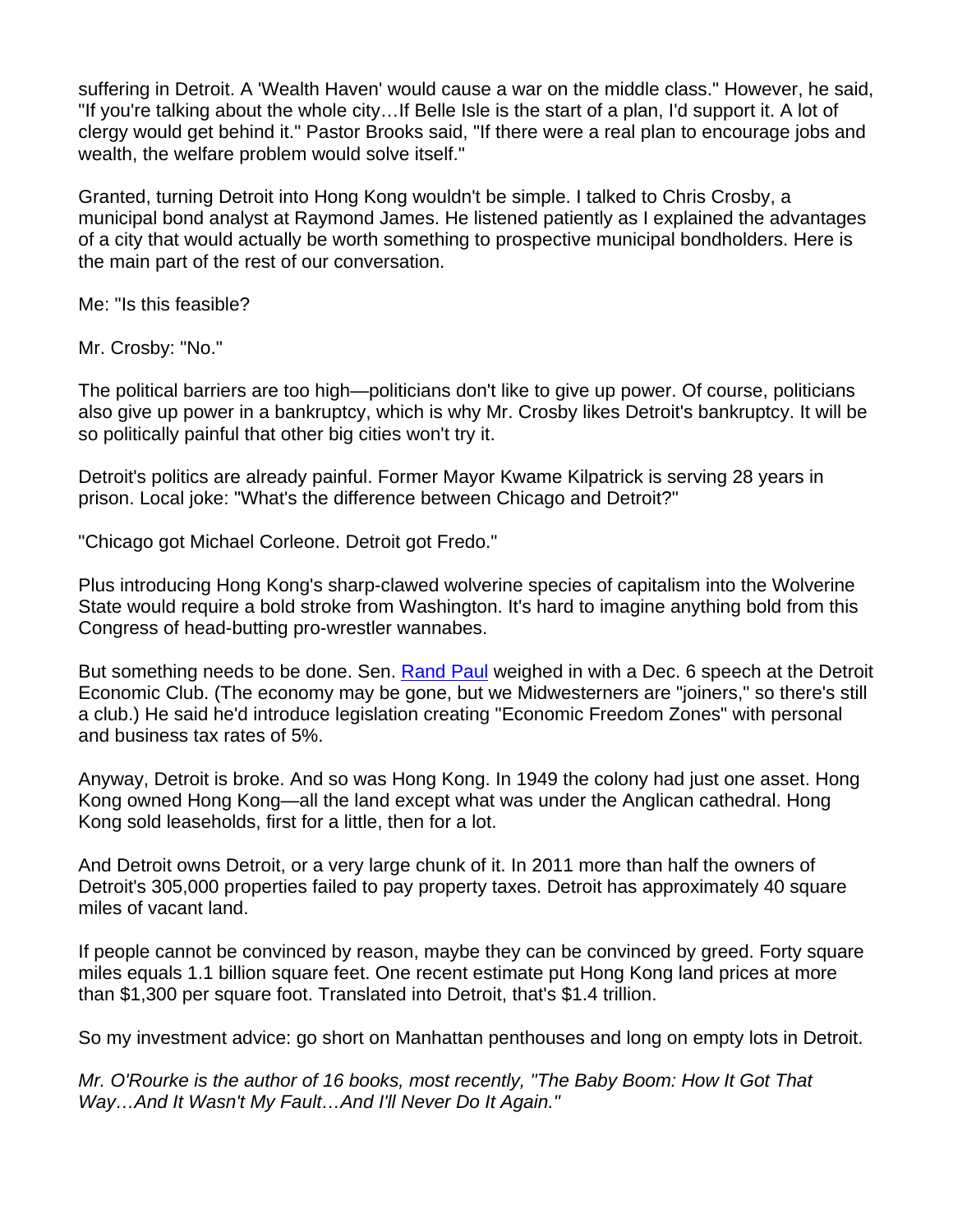suffering in Detroit. A 'Wealth Haven' would cause a war on the middle class." However, he said, "If you're talking about the whole city…If Belle Isle is the start of a plan, I'd support it. A lot of clergy would get behind it." Pastor Brooks said, "If there were a real plan to encourage jobs and wealth, the welfare problem would solve itself."

Granted, turning Detroit into Hong Kong wouldn't be simple. I talked to Chris Crosby, a municipal bond analyst at Raymond James. He listened patiently as I explained the advantages of a city that would actually be worth something to prospective municipal bondholders. Here is the main part of the rest of our conversation.

Me: "Is this feasible?

Mr. Crosby: "No."

The political barriers are too high—politicians don't like to give up power. Of course, politicians also give up power in a bankruptcy, which is why Mr. Crosby likes Detroit's bankruptcy. It will be so politically painful that other big cities won't try it.

Detroit's politics are already painful. Former Mayor Kwame Kilpatrick is serving 28 years in prison. Local joke: "What's the difference between Chicago and Detroit?"

"Chicago got Michael Corleone. Detroit got Fredo."

Plus introducing Hong Kong's sharp-clawed wolverine species of capitalism into the Wolverine State would require a bold stroke from Washington. It's hard to imagine anything bold from this Congress of head-butting pro-wrestler wannabes.

But something needs to be done. Sen. Rand Paul weighed in with a Dec. 6 speech at the Detroit Economic Club. (The economy may be gone, but we Midwesterners are "joiners," so there's still a club.) He said he'd introduce legislation creating "Economic Freedom Zones" with personal and business tax rates of 5%.

Anyway, Detroit is broke. And so was Hong Kong. In 1949 the colony had just one asset. Hong Kong owned Hong Kong—all the land except what was under the Anglican cathedral. Hong Kong sold leaseholds, first for a little, then for a lot.

And Detroit owns Detroit, or a very large chunk of it. In 2011 more than half the owners of Detroit's 305,000 properties failed to pay property taxes. Detroit has approximately 40 square miles of vacant land.

If people cannot be convinced by reason, maybe they can be convinced by greed. Forty square miles equals 1.1 billion square feet. One recent estimate put Hong Kong land prices at more than $1,300 per square foot. Translated into Detroit, that's $1.4 trillion.

So my investment advice: go short on Manhattan penthouses and long on empty lots in Detroit.

*Mr. O'Rourke is the author of 16 books, most recently, "The Baby Boom: How It Got That Way…And It Wasn't My Fault…And I'll Never Do It Again."*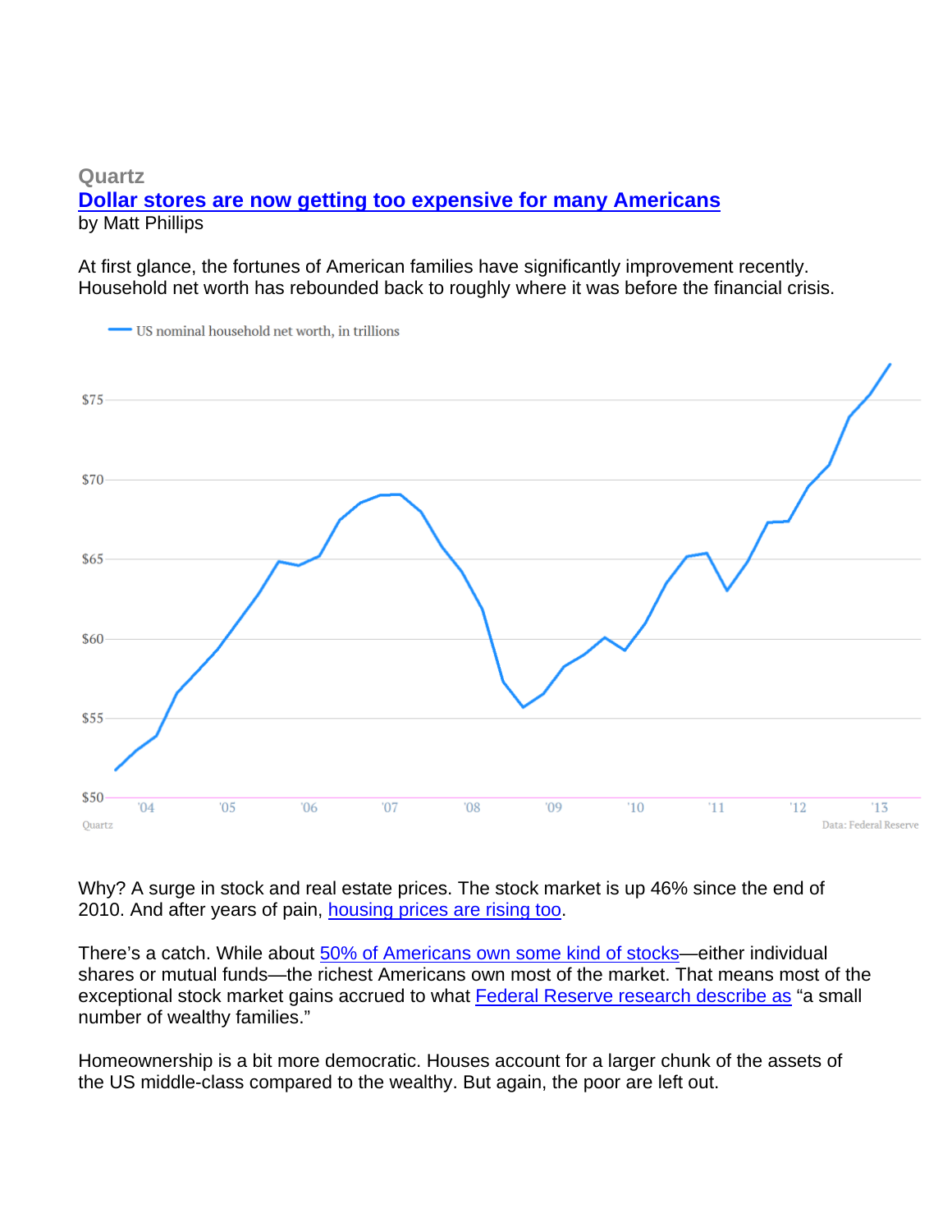**Quartz**

**[Dollar stores are now getting too expensive for many Americans](#)**

by Matt Phillips

At first glance, the fortunes of American families have significantly improvement recently. Household net worth has rebounded back to roughly where it was before the financial crisis.

US nominal household net worth, in trillions

Quartz — Data: Federal Reserve

Why? A surge in stock and real estate prices. The stock market is up 46% since the end of 2010. And after years of pain, housing prices are rising too.

There's a catch. While about 50% of Americans own some kind of stocks—either individual shares or mutual funds—the richest Americans own most of the market. That means most of the exceptional stock market gains accrued to what Federal Reserve research describe as "a small number of wealthy families."

Homeownership is a bit more democratic. Houses account for a larger chunk of the assets of the US middle-class compared to the wealthy. But again, the poor are left out.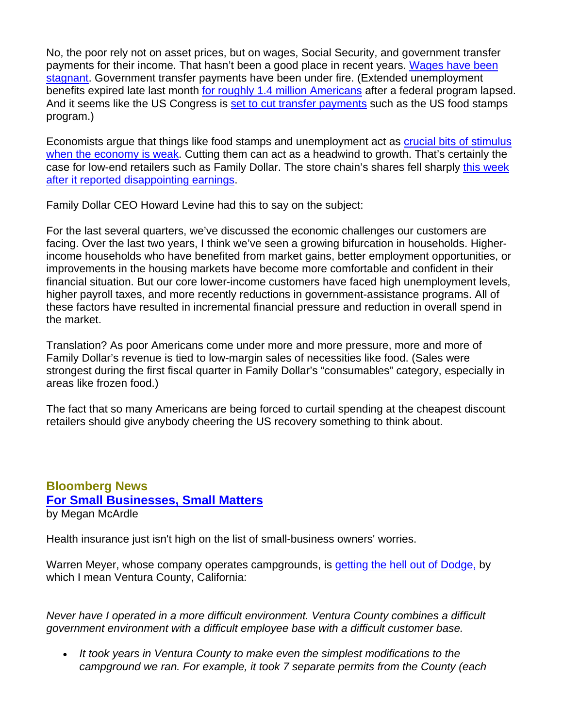No, the poor rely not on asset prices, but on wages, Social Security, and government transfer payments for their income. That hasn't been a good place in recent years. Wages have been stagnant. Government transfer payments have been under fire. (Extended unemployment benefits expired late last month for roughly 1.4 million Americans after a federal program lapsed. And it seems like the US Congress is set to cut transfer payments such as the US food stamps program.)

Economists argue that things like food stamps and unemployment act as crucial bits of stimulus when the economy is weak. Cutting them can act as a headwind to growth. That's certainly the case for low-end retailers such as Family Dollar. The store chain's shares fell sharply this week after it reported disappointing earnings.

Family Dollar CEO Howard Levine had this to say on the subject:

For the last several quarters, we've discussed the economic challenges our customers are facing. Over the last two years, I think we've seen a growing bifurcation in households. Higher-income households who have benefited from market gains, better employment opportunities, or improvements in the housing markets have become more comfortable and confident in their financial situation. But our core lower-income customers have faced high unemployment levels, higher payroll taxes, and more recently reductions in government-assistance programs. All of these factors have resulted in incremental financial pressure and reduction in overall spend in the market.

Translation? As poor Americans come under more and more pressure, more and more of Family Dollar's revenue is tied to low-margin sales of necessities like food. (Sales were strongest during the first fiscal quarter in Family Dollar's "consumables" category, especially in areas like frozen food.)

The fact that so many Americans are being forced to curtail spending at the cheapest discount retailers should give anybody cheering the US recovery something to think about.

## Bloomberg News

### For Small Businesses, Small Matters

by Megan McArdle

Health insurance just isn't high on the list of small-business owners' worries.

Warren Meyer, whose company operates campgrounds, is getting the hell out of Dodge, by which I mean Ventura County, California:

*Never have I operated in a more difficult environment. Ventura County combines a difficult government environment with a difficult employee base with a difficult customer base.*

- *It took years in Ventura County to make even the simplest modifications to the campground we ran. For example, it took 7 separate permits from the County (each*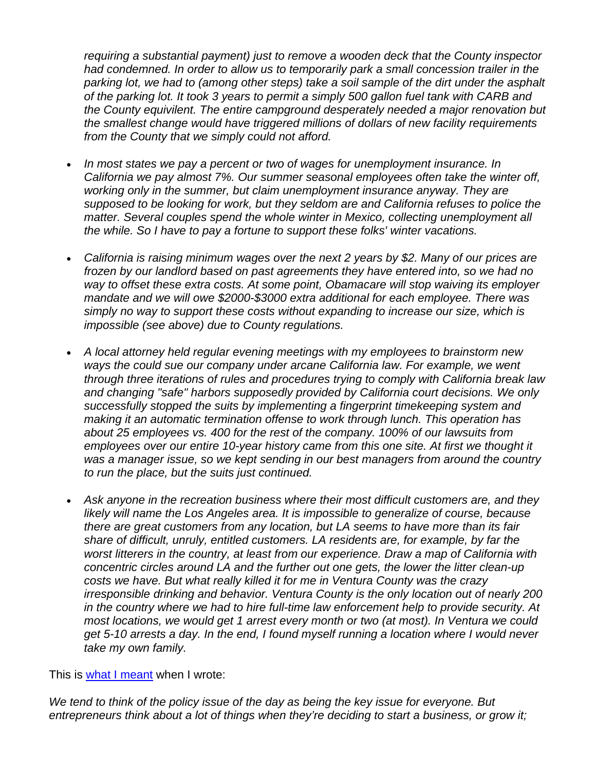*requiring a substantial payment) just to remove a wooden deck that the County inspector had condemned. In order to allow us to temporarily park a small concession trailer in the parking lot, we had to (among other steps) take a soil sample of the dirt under the asphalt of the parking lot. It took 3 years to permit a simply 500 gallon fuel tank with CARB and the County equivilent. The entire campground desperately needed a major renovation but the smallest change would have triggered millions of dollars of new facility requirements from the County that we simply could not afford.*

- *In most states we pay a percent or two of wages for unemployment insurance. In California we pay almost 7%. Our summer seasonal employees often take the winter off, working only in the summer, but claim unemployment insurance anyway. They are supposed to be looking for work, but they seldom are and California refuses to police the matter. Several couples spend the whole winter in Mexico, collecting unemployment all the while. So I have to pay a fortune to support these folks' winter vacations.*

- *California is raising minimum wages over the next 2 years by $2. Many of our prices are frozen by our landlord based on past agreements they have entered into, so we had no way to offset these extra costs. At some point, Obamacare will stop waiving its employer mandate and we will owe $2000-$3000 extra additional for each employee. There was simply no way to support these costs without expanding to increase our size, which is impossible (see above) due to County regulations.*

- *A local attorney held regular evening meetings with my employees to brainstorm new ways the could sue our company under arcane California law. For example, we went through three iterations of rules and procedures trying to comply with California break law and changing "safe" harbors supposedly provided by California court decisions. We only successfully stopped the suits by implementing a fingerprint timekeeping system and making it an automatic termination offense to work through lunch. This operation has about 25 employees vs. 400 for the rest of the company. 100% of our lawsuits from employees over our entire 10-year history came from this one site. At first we thought it was a manager issue, so we kept sending in our best managers from around the country to run the place, but the suits just continued.*

- *Ask anyone in the recreation business where their most difficult customers are, and they likely will name the Los Angeles area. It is impossible to generalize of course, because there are great customers from any location, but LA seems to have more than its fair share of difficult, unruly, entitled customers. LA residents are, for example, by far the worst litterers in the country, at least from our experience. Draw a map of California with concentric circles around LA and the further out one gets, the lower the litter clean-up costs we have. But what really killed it for me in Ventura County was the crazy irresponsible drinking and behavior. Ventura County is the only location out of nearly 200 in the country where we had to hire full-time law enforcement help to provide security. At most locations, we would get 1 arrest every month or two (at most). In Ventura we could get 5-10 arrests a day. In the end, I found myself running a location where I would never take my own family.*

This is what I meant when I wrote:

*We tend to think of the policy issue of the day as being the key issue for everyone. But entrepreneurs think about a lot of things when they're deciding to start a business, or grow it;*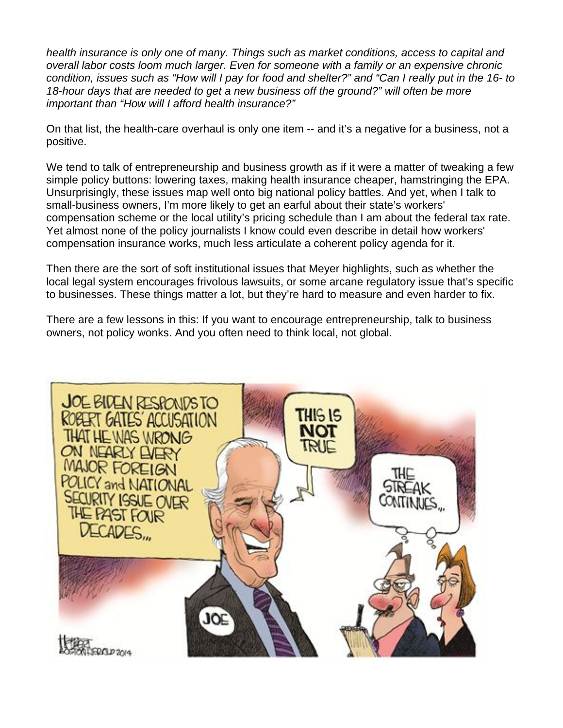*health insurance is only one of many. Things such as market conditions, access to capital and overall labor costs loom much larger. Even for someone with a family or an expensive chronic condition, issues such as "How will I pay for food and shelter?" and "Can I really put in the 16- to 18-hour days that are needed to get a new business off the ground?" will often be more important than "How will I afford health insurance?"*

On that list, the health-care overhaul is only one item -- and it's a negative for a business, not a positive.

We tend to talk of entrepreneurship and business growth as if it were a matter of tweaking a few simple policy buttons: lowering taxes, making health insurance cheaper, hamstringing the EPA. Unsurprisingly, these issues map well onto big national policy battles. And yet, when I talk to small-business owners, I'm more likely to get an earful about their state's workers' compensation scheme or the local utility's pricing schedule than I am about the federal tax rate. Yet almost none of the policy journalists I know could even describe in detail how workers' compensation insurance works, much less articulate a coherent policy agenda for it.

Then there are the sort of soft institutional issues that Meyer highlights, such as whether the local legal system encourages frivolous lawsuits, or some arcane regulatory issue that's specific to businesses. These things matter a lot, but they're hard to measure and even harder to fix.

There are a few lessons in this: If you want to encourage entrepreneurship, talk to business owners, not policy wonks. And you often need to think local, not global.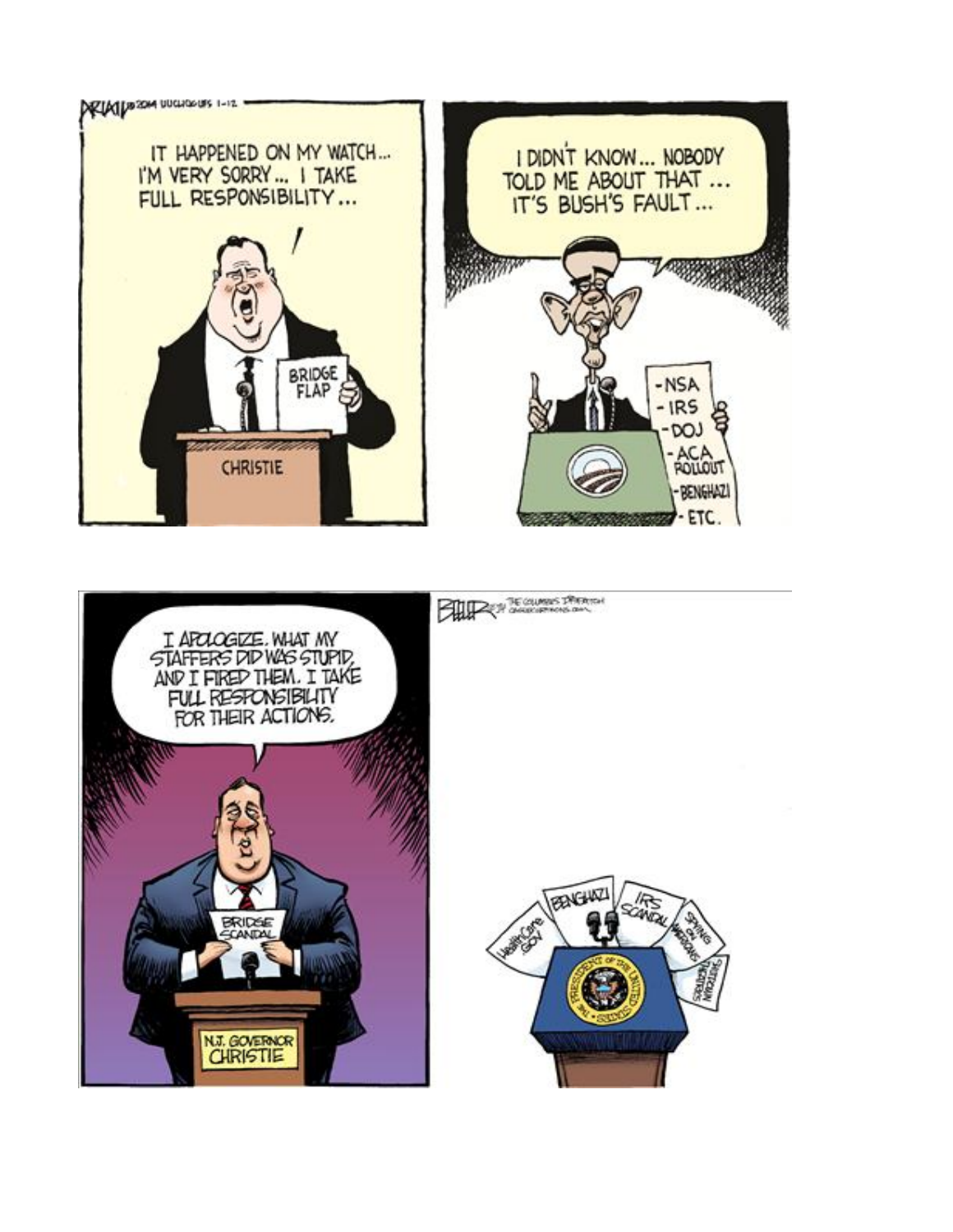IT HAPPENED ON MY WATCH... I'M VERY SORRY... I TAKE FULL RESPONSIBILITY...

BRIDGE FLAP

CHRISTIE

I DIDN'T KNOW... NOBODY TOLD ME ABOUT THAT ... IT'S BUSH'S FAULT...

- NSA
- IRS
- DOJ
- ACA ROLLOUT
- BENGHAZI
- ETC.

I APOLOGIZE. WHAT MY STAFFERS DID WAS STUPID, AND I FIRED THEM. I TAKE FULL RESPONSIBILITY FOR THEIR ACTIONS.

BRIDGE SCANDAL

N.J. GOVERNOR CHRISTIE

HealthCare.GOV

BENGHAZI

IRS SCANDAL

SPYING ON AMERICANS

SHUTDOWN THEATRICS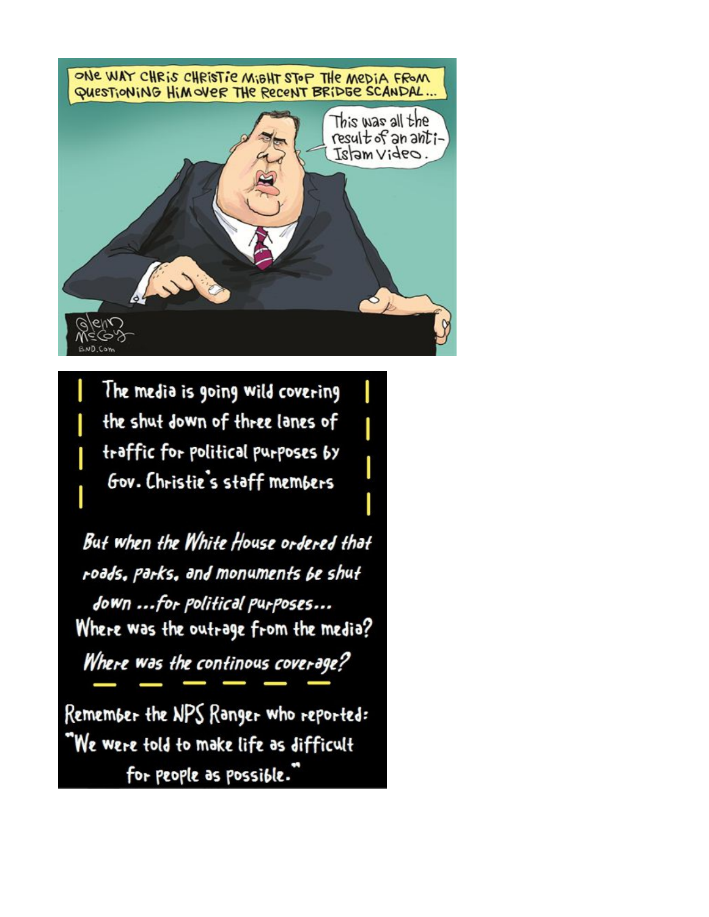ONE WAY CHRIS CHRISTIE MIGHT STOP THE MEDIA FROM QUESTIONING HIM OVER THE RECENT BRIDGE SCANDAL...

This was all the result of an anti-Islam video.

Glenn McCoy
BND.com

The media is going wild covering the shut down of three lanes of traffic for political purposes by Gov. Christie's staff members

*But when the White House ordered that roads, parks, and monuments be shut down ...for political purposes...*

Where was the outrage from the media?

*Where was the continous coverage?*

Remember the NPS Ranger who reported: "We were told to make life as difficult for people as possible."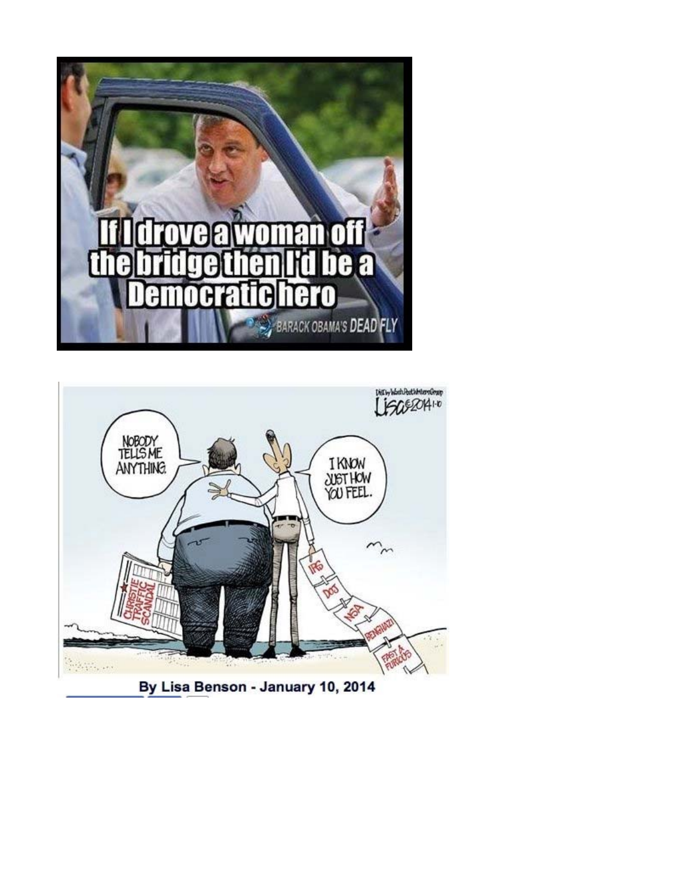If I drove a woman off the bridge then I'd be a Democratic hero

BARACK OBAMA'S DEAD FLY

NOBODY TELLS ME ANYTHING.

I KNOW JUST HOW YOU FEEL.

CHRISTIE TRAFFIC SCANDAL

IRS

DOJ

NSA

BENGHAZI

FAST & FURIOUS

Lisa ©2014 1-10

By Lisa Benson - January 10, 2014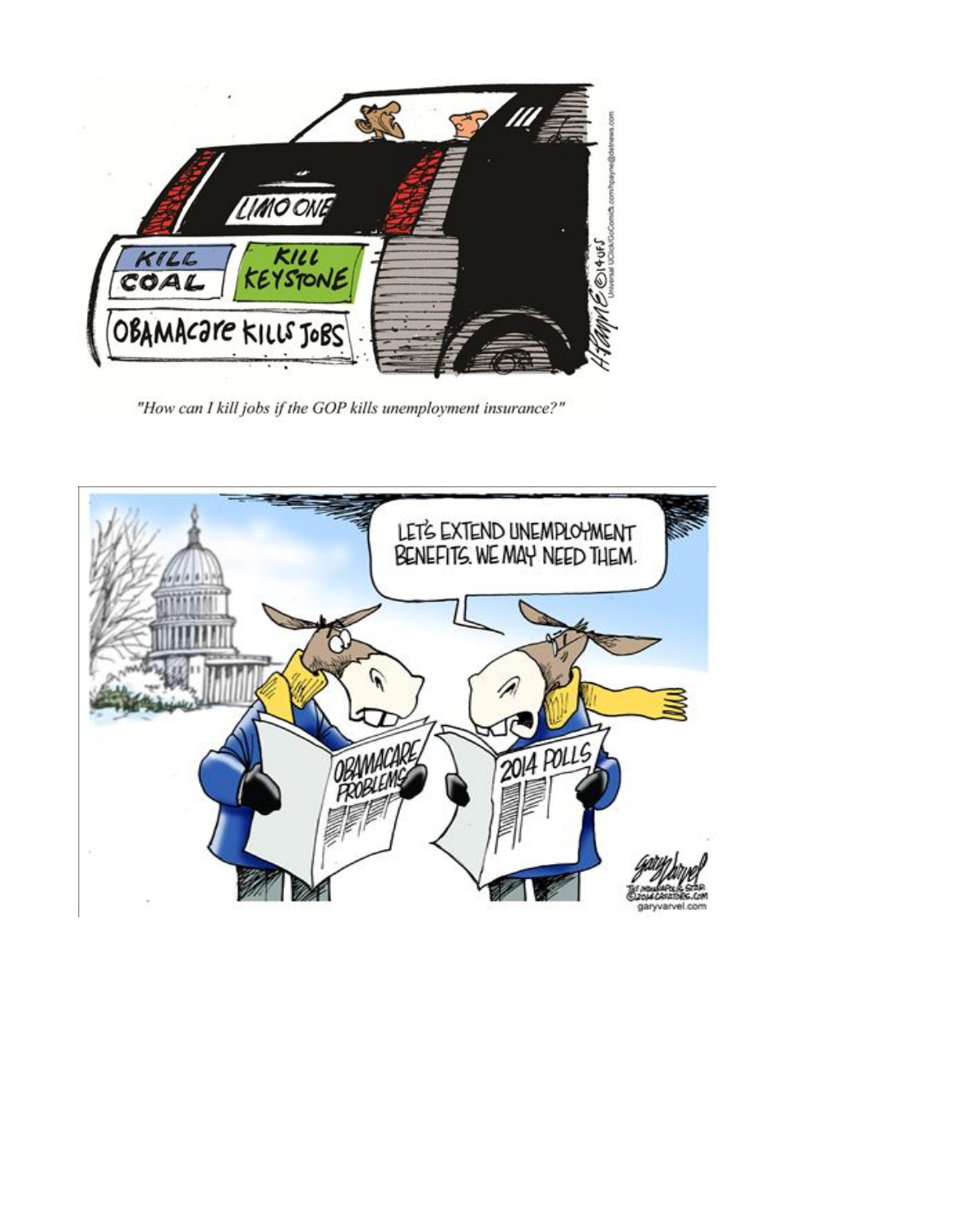*"How can I kill jobs if the GOP kills unemployment insurance?"*